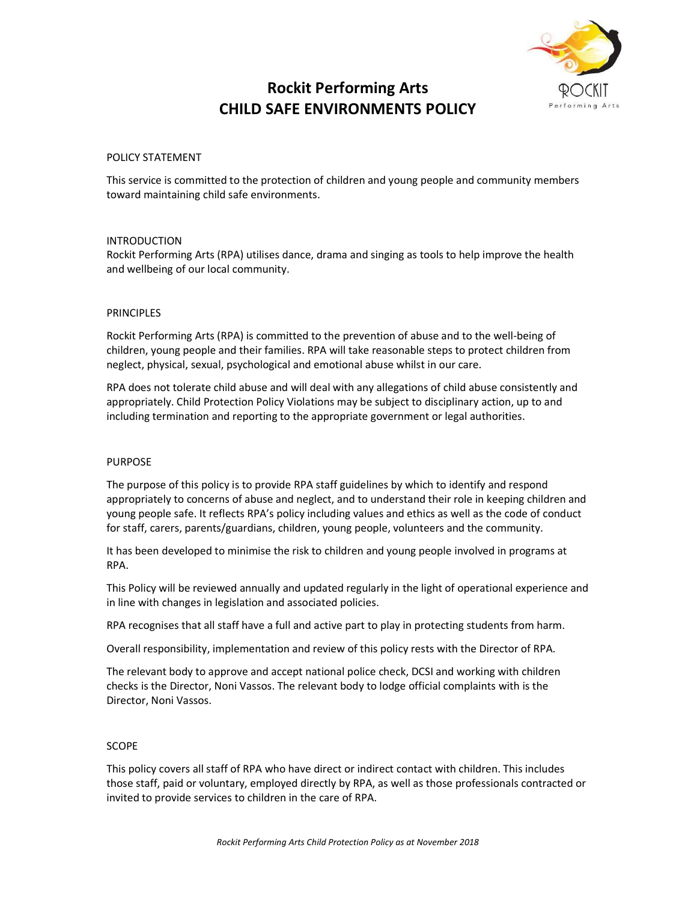# Rockit Performing Arts
# CHILD SAFE ENVIRONMENTS POLICY

## POLICY STATEMENT

This service is committed to the protection of children and young people and community members toward maintaining child safe environments.

## INTRODUCTION

Rockit Performing Arts (RPA) utilises dance, drama and singing as tools to help improve the health and wellbeing of our local community.

## PRINCIPLES

Rockit Performing Arts (RPA) is committed to the prevention of abuse and to the well-being of children, young people and their families. RPA will take reasonable steps to protect children from neglect, physical, sexual, psychological and emotional abuse whilst in our care.

RPA does not tolerate child abuse and will deal with any allegations of child abuse consistently and appropriately. Child Protection Policy Violations may be subject to disciplinary action, up to and including termination and reporting to the appropriate government or legal authorities.

## PURPOSE

The purpose of this policy is to provide RPA staff guidelines by which to identify and respond appropriately to concerns of abuse and neglect, and to understand their role in keeping children and young people safe. It reflects RPA's policy including values and ethics as well as the code of conduct for staff, carers, parents/guardians, children, young people, volunteers and the community.

It has been developed to minimise the risk to children and young people involved in programs at RPA.

This Policy will be reviewed annually and updated regularly in the light of operational experience and in line with changes in legislation and associated policies.

RPA recognises that all staff have a full and active part to play in protecting students from harm.

Overall responsibility, implementation and review of this policy rests with the Director of RPA.

The relevant body to approve and accept national police check, DCSI and working with children checks is the Director, Noni Vassos. The relevant body to lodge official complaints with is the Director, Noni Vassos.

## SCOPE

This policy covers all staff of RPA who have direct or indirect contact with children. This includes those staff, paid or voluntary, employed directly by RPA, as well as those professionals contracted or invited to provide services to children in the care of RPA.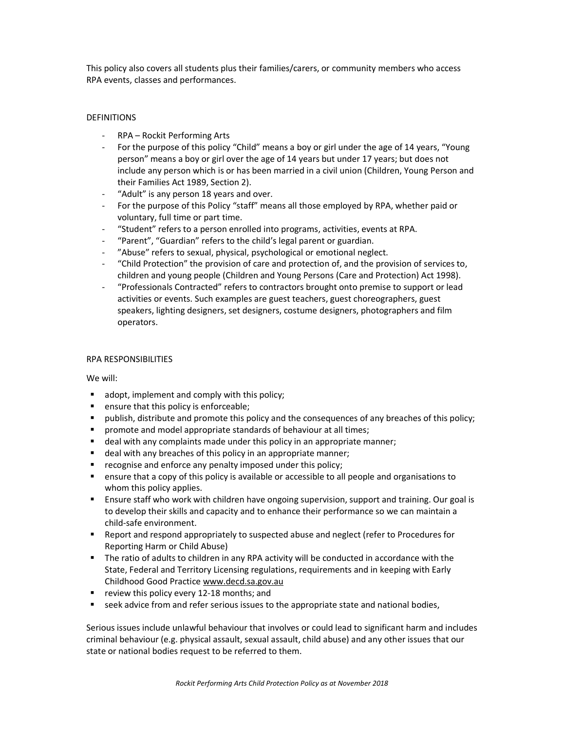This policy also covers all students plus their families/carers, or community members who access RPA events, classes and performances.

## DEFINITIONS

- RPA – Rockit Performing Arts
- For the purpose of this policy "Child" means a boy or girl under the age of 14 years, "Young person" means a boy or girl over the age of 14 years but under 17 years; but does not include any person which is or has been married in a civil union (Children, Young Person and their Families Act 1989, Section 2).
- "Adult" is any person 18 years and over.
- For the purpose of this Policy "staff" means all those employed by RPA, whether paid or voluntary, full time or part time.
- "Student" refers to a person enrolled into programs, activities, events at RPA.
- "Parent", "Guardian" refers to the child's legal parent or guardian.
- "Abuse" refers to sexual, physical, psychological or emotional neglect.
- "Child Protection" the provision of care and protection of, and the provision of services to, children and young people (Children and Young Persons (Care and Protection) Act 1998).
- "Professionals Contracted" refers to contractors brought onto premise to support or lead activities or events. Such examples are guest teachers, guest choreographers, guest speakers, lighting designers, set designers, costume designers, photographers and film operators.

## RPA RESPONSIBILITIES

We will:

- adopt, implement and comply with this policy;
- ensure that this policy is enforceable;
- publish, distribute and promote this policy and the consequences of any breaches of this policy;
- promote and model appropriate standards of behaviour at all times;
- deal with any complaints made under this policy in an appropriate manner;
- deal with any breaches of this policy in an appropriate manner;
- recognise and enforce any penalty imposed under this policy;
- ensure that a copy of this policy is available or accessible to all people and organisations to whom this policy applies.
- Ensure staff who work with children have ongoing supervision, support and training. Our goal is to develop their skills and capacity and to enhance their performance so we can maintain a child-safe environment.
- Report and respond appropriately to suspected abuse and neglect (refer to Procedures for Reporting Harm or Child Abuse)
- The ratio of adults to children in any RPA activity will be conducted in accordance with the State, Federal and Territory Licensing regulations, requirements and in keeping with Early Childhood Good Practice www.decd.sa.gov.au
- review this policy every 12-18 months; and
- seek advice from and refer serious issues to the appropriate state and national bodies,

Serious issues include unlawful behaviour that involves or could lead to significant harm and includes criminal behaviour (e.g. physical assault, sexual assault, child abuse) and any other issues that our state or national bodies request to be referred to them.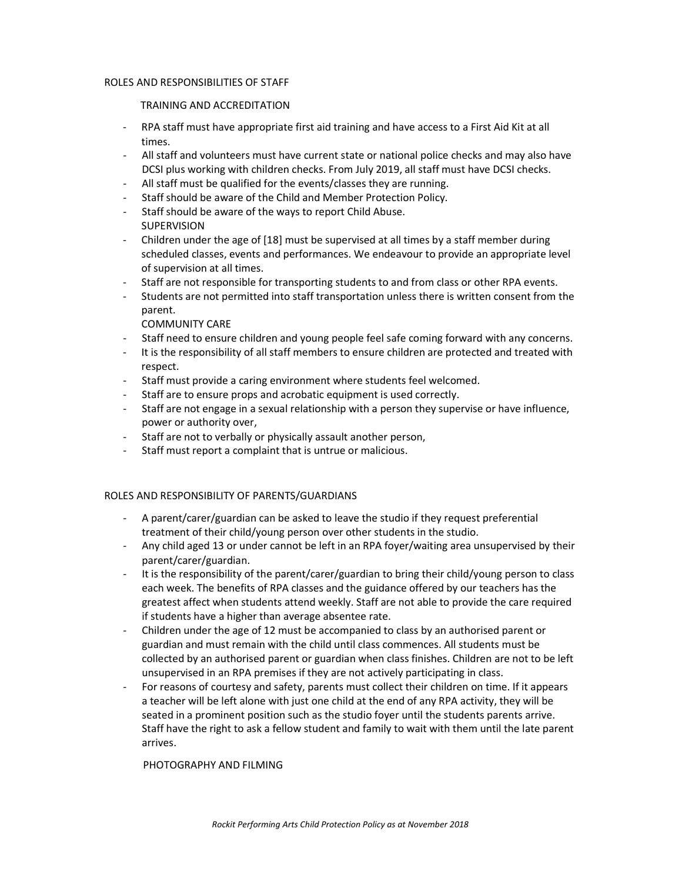## ROLES AND RESPONSIBILITIES OF STAFF

### TRAINING AND ACCREDITATION

- RPA staff must have appropriate first aid training and have access to a First Aid Kit at all times.
- All staff and volunteers must have current state or national police checks and may also have DCSI plus working with children checks. From July 2019, all staff must have DCSI checks.
- All staff must be qualified for the events/classes they are running.
- Staff should be aware of the Child and Member Protection Policy.
- Staff should be aware of the ways to report Child Abuse.

### SUPERVISION

- Children under the age of [18] must be supervised at all times by a staff member during scheduled classes, events and performances. We endeavour to provide an appropriate level of supervision at all times.
- Staff are not responsible for transporting students to and from class or other RPA events.
- Students are not permitted into staff transportation unless there is written consent from the parent.

### COMMUNITY CARE

- Staff need to ensure children and young people feel safe coming forward with any concerns.
- It is the responsibility of all staff members to ensure children are protected and treated with respect.
- Staff must provide a caring environment where students feel welcomed.
- Staff are to ensure props and acrobatic equipment is used correctly.
- Staff are not engage in a sexual relationship with a person they supervise or have influence, power or authority over,
- Staff are not to verbally or physically assault another person,
- Staff must report a complaint that is untrue or malicious.

## ROLES AND RESPONSIBILITY OF PARENTS/GUARDIANS

- A parent/carer/guardian can be asked to leave the studio if they request preferential treatment of their child/young person over other students in the studio.
- Any child aged 13 or under cannot be left in an RPA foyer/waiting area unsupervised by their parent/carer/guardian.
- It is the responsibility of the parent/carer/guardian to bring their child/young person to class each week. The benefits of RPA classes and the guidance offered by our teachers has the greatest affect when students attend weekly. Staff are not able to provide the care required if students have a higher than average absentee rate.
- Children under the age of 12 must be accompanied to class by an authorised parent or guardian and must remain with the child until class commences. All students must be collected by an authorised parent or guardian when class finishes. Children are not to be left unsupervised in an RPA premises if they are not actively participating in class.
- For reasons of courtesy and safety, parents must collect their children on time. If it appears a teacher will be left alone with just one child at the end of any RPA activity, they will be seated in a prominent position such as the studio foyer until the students parents arrive. Staff have the right to ask a fellow student and family to wait with them until the late parent arrives.

### PHOTOGRAPHY AND FILMING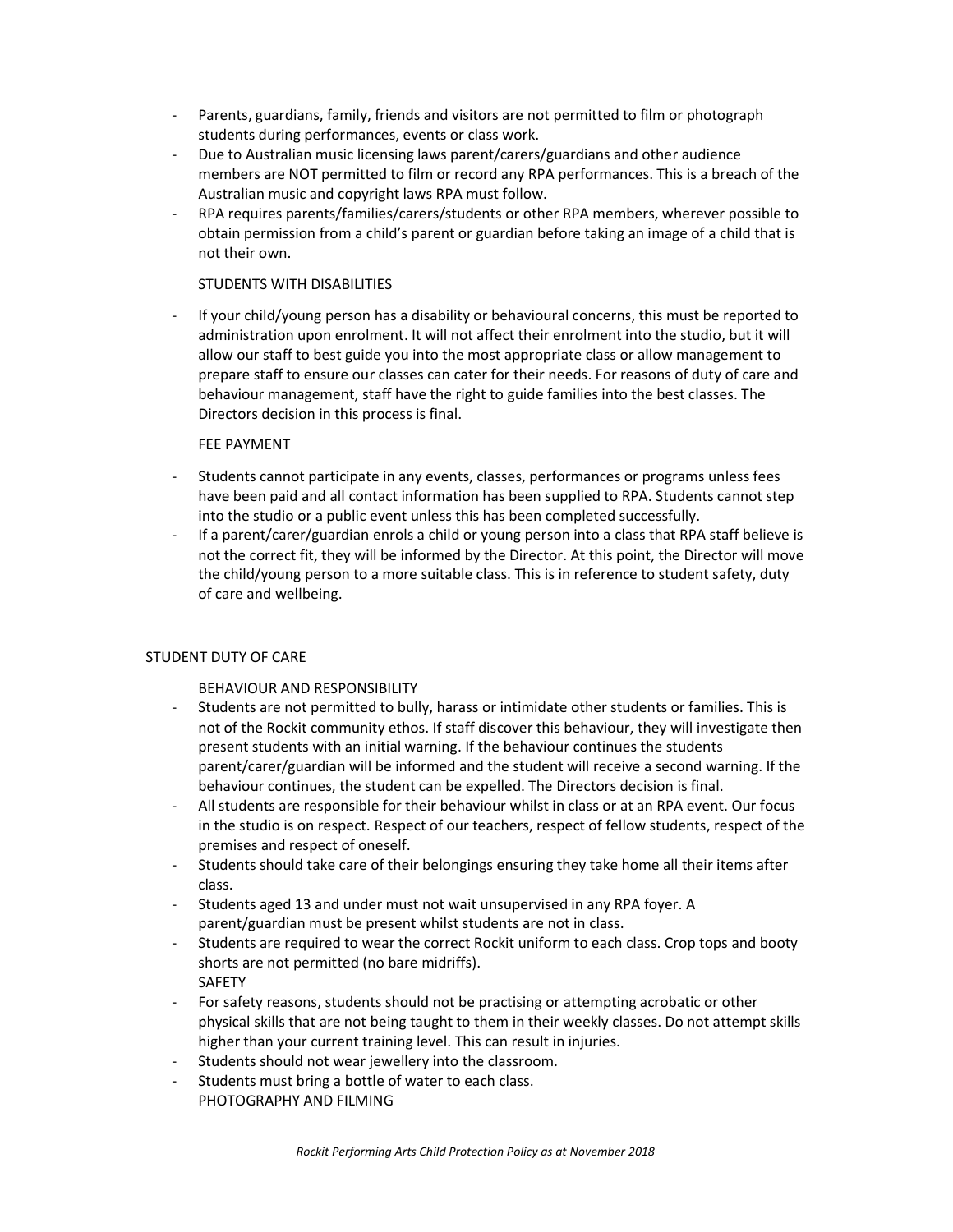- Parents, guardians, family, friends and visitors are not permitted to film or photograph students during performances, events or class work.
- Due to Australian music licensing laws parent/carers/guardians and other audience members are NOT permitted to film or record any RPA performances. This is a breach of the Australian music and copyright laws RPA must follow.
- RPA requires parents/families/carers/students or other RPA members, wherever possible to obtain permission from a child's parent or guardian before taking an image of a child that is not their own.

STUDENTS WITH DISABILITIES

- If your child/young person has a disability or behavioural concerns, this must be reported to administration upon enrolment. It will not affect their enrolment into the studio, but it will allow our staff to best guide you into the most appropriate class or allow management to prepare staff to ensure our classes can cater for their needs. For reasons of duty of care and behaviour management, staff have the right to guide families into the best classes. The Directors decision in this process is final.

FEE PAYMENT

- Students cannot participate in any events, classes, performances or programs unless fees have been paid and all contact information has been supplied to RPA. Students cannot step into the studio or a public event unless this has been completed successfully.
- If a parent/carer/guardian enrols a child or young person into a class that RPA staff believe is not the correct fit, they will be informed by the Director. At this point, the Director will move the child/young person to a more suitable class. This is in reference to student safety, duty of care and wellbeing.

## STUDENT DUTY OF CARE

BEHAVIOUR AND RESPONSIBILITY

- Students are not permitted to bully, harass or intimidate other students or families. This is not of the Rockit community ethos. If staff discover this behaviour, they will investigate then present students with an initial warning. If the behaviour continues the students parent/carer/guardian will be informed and the student will receive a second warning. If the behaviour continues, the student can be expelled. The Directors decision is final.
- All students are responsible for their behaviour whilst in class or at an RPA event. Our focus in the studio is on respect. Respect of our teachers, respect of fellow students, respect of the premises and respect of oneself.
- Students should take care of their belongings ensuring they take home all their items after class.
- Students aged 13 and under must not wait unsupervised in any RPA foyer. A parent/guardian must be present whilst students are not in class.
- Students are required to wear the correct Rockit uniform to each class. Crop tops and booty shorts are not permitted (no bare midriffs).

SAFETY

- For safety reasons, students should not be practising or attempting acrobatic or other physical skills that are not being taught to them in their weekly classes. Do not attempt skills higher than your current training level. This can result in injuries.
- Students should not wear jewellery into the classroom.
- Students must bring a bottle of water to each class.

PHOTOGRAPHY AND FILMING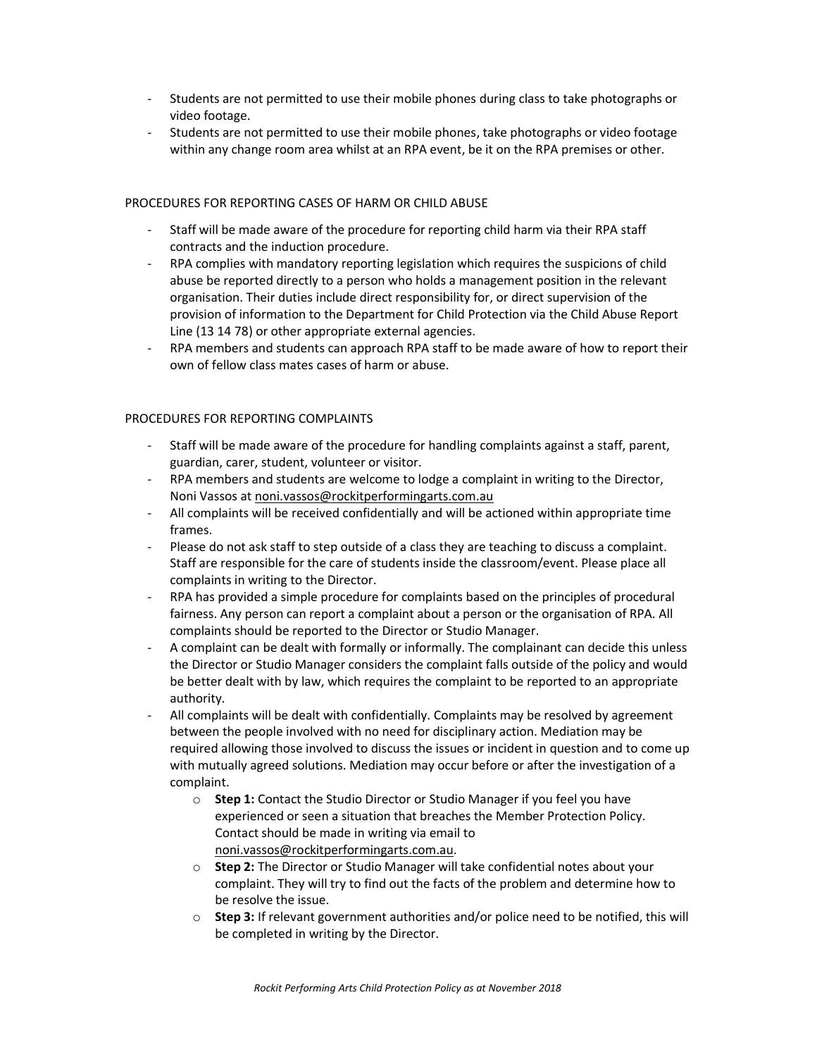- Students are not permitted to use their mobile phones during class to take photographs or video footage.
- Students are not permitted to use their mobile phones, take photographs or video footage within any change room area whilst at an RPA event, be it on the RPA premises or other.

PROCEDURES FOR REPORTING CASES OF HARM OR CHILD ABUSE

- Staff will be made aware of the procedure for reporting child harm via their RPA staff contracts and the induction procedure.
- RPA complies with mandatory reporting legislation which requires the suspicions of child abuse be reported directly to a person who holds a management position in the relevant organisation. Their duties include direct responsibility for, or direct supervision of the provision of information to the Department for Child Protection via the Child Abuse Report Line (13 14 78) or other appropriate external agencies.
- RPA members and students can approach RPA staff to be made aware of how to report their own of fellow class mates cases of harm or abuse.

PROCEDURES FOR REPORTING COMPLAINTS

- Staff will be made aware of the procedure for handling complaints against a staff, parent, guardian, carer, student, volunteer or visitor.
- RPA members and students are welcome to lodge a complaint in writing to the Director, Noni Vassos at noni.vassos@rockitperformingarts.com.au
- All complaints will be received confidentially and will be actioned within appropriate time frames.
- Please do not ask staff to step outside of a class they are teaching to discuss a complaint. Staff are responsible for the care of students inside the classroom/event. Please place all complaints in writing to the Director.
- RPA has provided a simple procedure for complaints based on the principles of procedural fairness. Any person can report a complaint about a person or the organisation of RPA. All complaints should be reported to the Director or Studio Manager.
- A complaint can be dealt with formally or informally. The complainant can decide this unless the Director or Studio Manager considers the complaint falls outside of the policy and would be better dealt with by law, which requires the complaint to be reported to an appropriate authority.
- All complaints will be dealt with confidentially. Complaints may be resolved by agreement between the people involved with no need for disciplinary action. Mediation may be required allowing those involved to discuss the issues or incident in question and to come up with mutually agreed solutions. Mediation may occur before or after the investigation of a complaint.
  - **Step 1:** Contact the Studio Director or Studio Manager if you feel you have experienced or seen a situation that breaches the Member Protection Policy. Contact should be made in writing via email to noni.vassos@rockitperformingarts.com.au.
  - **Step 2:** The Director or Studio Manager will take confidential notes about your complaint. They will try to find out the facts of the problem and determine how to be resolve the issue.
  - **Step 3:** If relevant government authorities and/or police need to be notified, this will be completed in writing by the Director.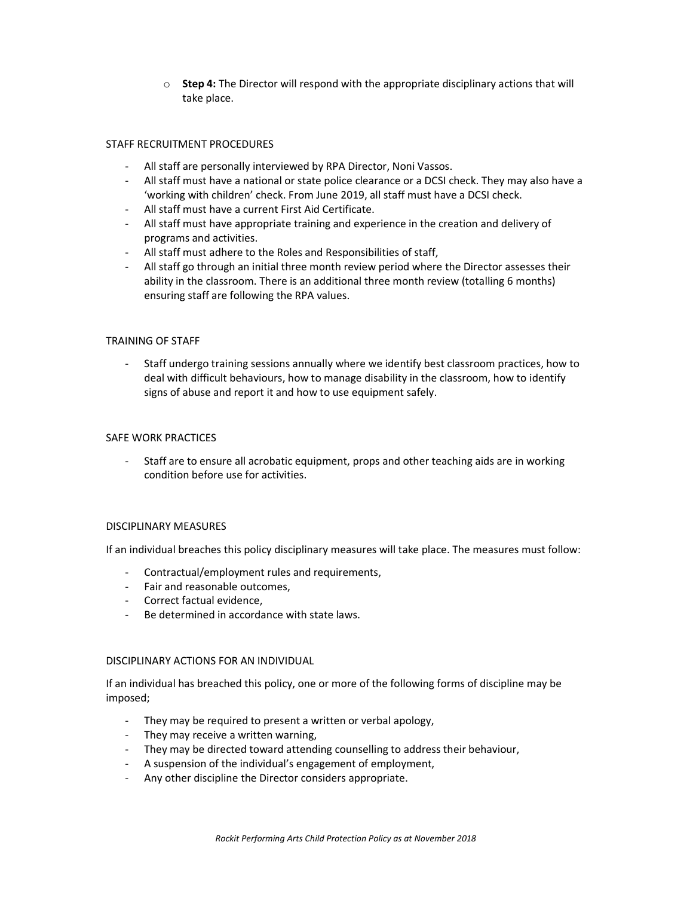- **Step 4:** The Director will respond with the appropriate disciplinary actions that will take place.

## STAFF RECRUITMENT PROCEDURES

- All staff are personally interviewed by RPA Director, Noni Vassos.
- All staff must have a national or state police clearance or a DCSI check. They may also have a 'working with children' check. From June 2019, all staff must have a DCSI check.
- All staff must have a current First Aid Certificate.
- All staff must have appropriate training and experience in the creation and delivery of programs and activities.
- All staff must adhere to the Roles and Responsibilities of staff,
- All staff go through an initial three month review period where the Director assesses their ability in the classroom. There is an additional three month review (totalling 6 months) ensuring staff are following the RPA values.

## TRAINING OF STAFF

- Staff undergo training sessions annually where we identify best classroom practices, how to deal with difficult behaviours, how to manage disability in the classroom, how to identify signs of abuse and report it and how to use equipment safely.

## SAFE WORK PRACTICES

- Staff are to ensure all acrobatic equipment, props and other teaching aids are in working condition before use for activities.

## DISCIPLINARY MEASURES

If an individual breaches this policy disciplinary measures will take place. The measures must follow:

- Contractual/employment rules and requirements,
- Fair and reasonable outcomes,
- Correct factual evidence,
- Be determined in accordance with state laws.

## DISCIPLINARY ACTIONS FOR AN INDIVIDUAL

If an individual has breached this policy, one or more of the following forms of discipline may be imposed;

- They may be required to present a written or verbal apology,
- They may receive a written warning,
- They may be directed toward attending counselling to address their behaviour,
- A suspension of the individual's engagement of employment,
- Any other discipline the Director considers appropriate.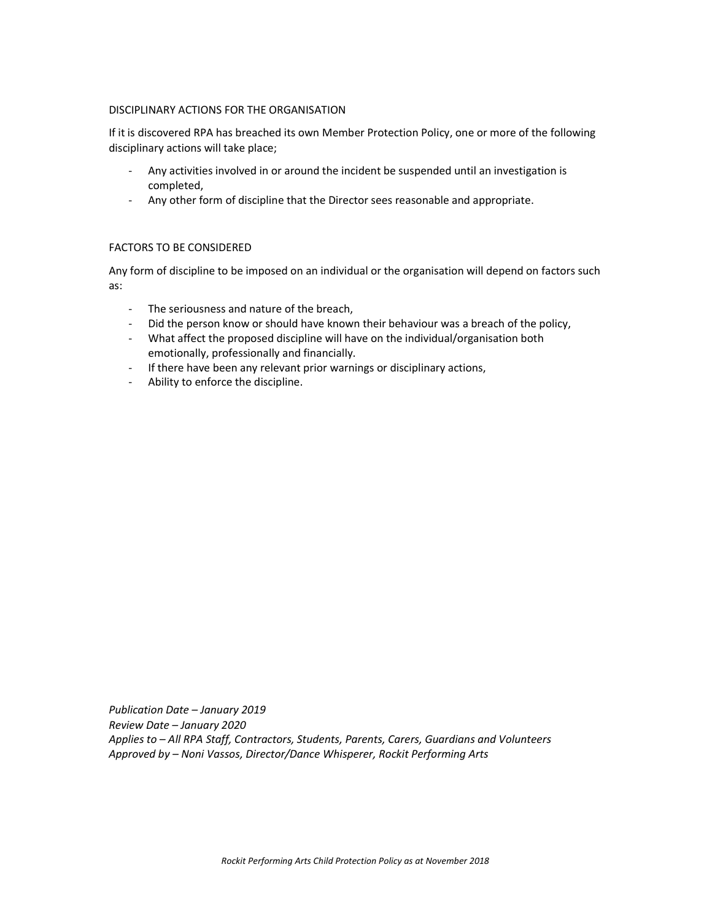## DISCIPLINARY ACTIONS FOR THE ORGANISATION

If it is discovered RPA has breached its own Member Protection Policy, one or more of the following disciplinary actions will take place;

- Any activities involved in or around the incident be suspended until an investigation is completed,
- Any other form of discipline that the Director sees reasonable and appropriate.

## FACTORS TO BE CONSIDERED

Any form of discipline to be imposed on an individual or the organisation will depend on factors such as:

- The seriousness and nature of the breach,
- Did the person know or should have known their behaviour was a breach of the policy,
- What affect the proposed discipline will have on the individual/organisation both emotionally, professionally and financially.
- If there have been any relevant prior warnings or disciplinary actions,
- Ability to enforce the discipline.

*Publication Date – January 2019*
*Review Date – January 2020*
*Applies to – All RPA Staff, Contractors, Students, Parents, Carers, Guardians and Volunteers*
*Approved by – Noni Vassos, Director/Dance Whisperer, Rockit Performing Arts*